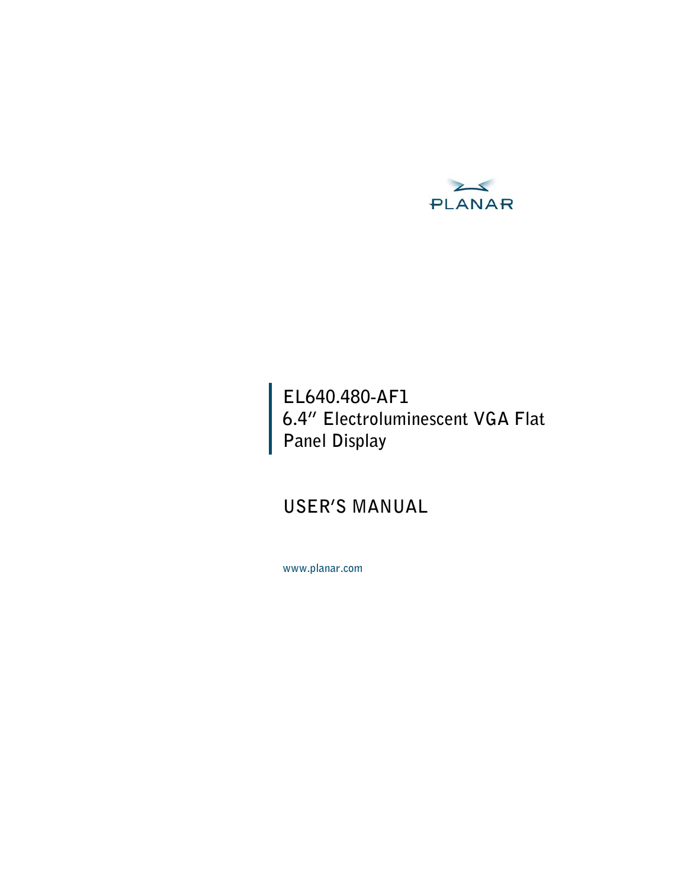PLANAR

# EL640.480-AF1
# 6.4″ Electroluminescent VGA Flat Panel Display

## USER'S MANUAL

www.planar.com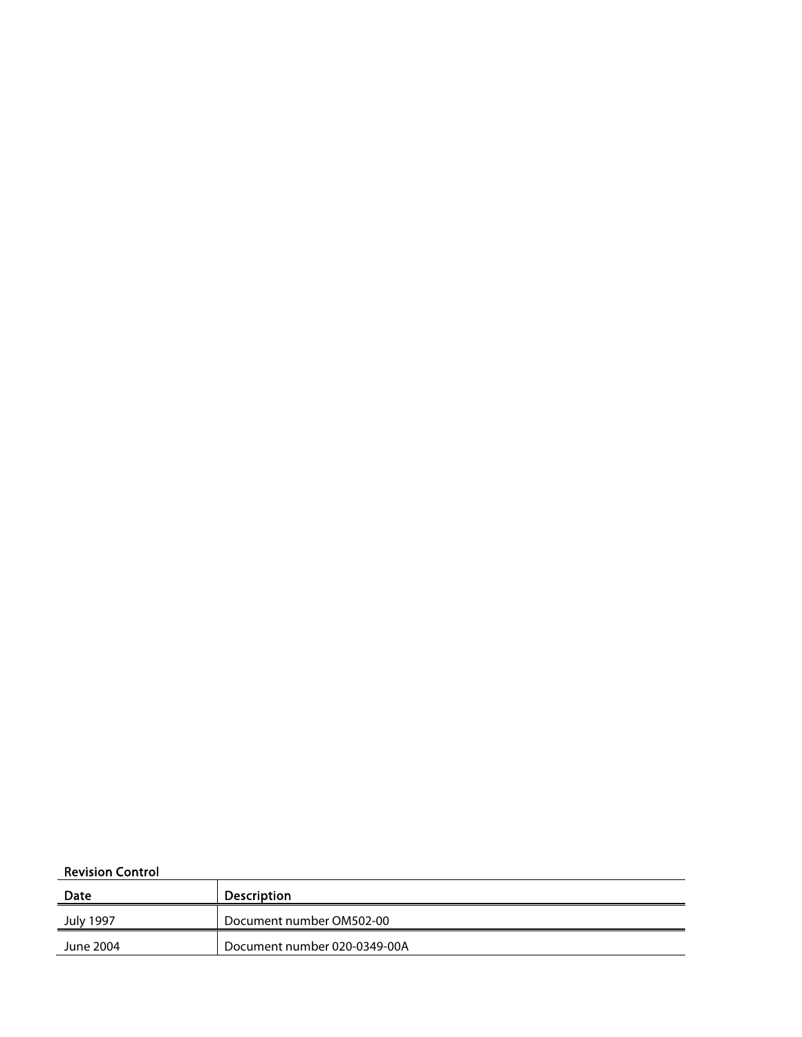**Revision Control**

| Date | Description |
| --- | --- |
| July 1997 | Document number OM502-00 |
| June 2004 | Document number 020-0349-00A |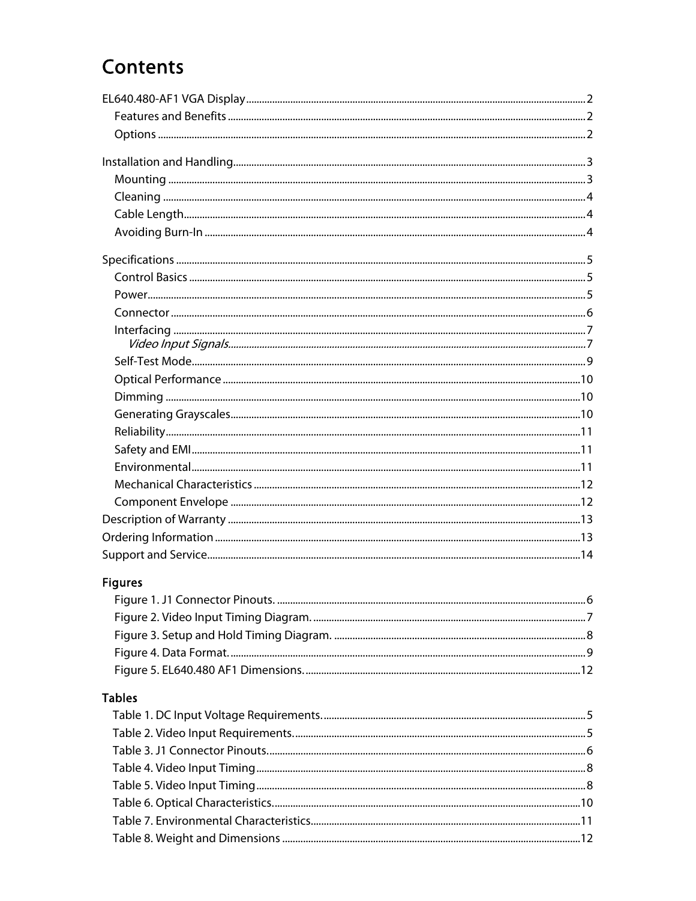# Contents

- EL640.480-AF1 VGA Display ..... 2
  - Features and Benefits ..... 2
  - Options ..... 2
- Installation and Handling ..... 3
  - Mounting ..... 3
  - Cleaning ..... 4
  - Cable Length ..... 4
  - Avoiding Burn-In ..... 4
- Specifications ..... 5
  - Control Basics ..... 5
  - Power ..... 5
  - Connector ..... 6
  - Interfacing ..... 7
    - *Video Input Signals* ..... 7
  - Self-Test Mode ..... 9
  - Optical Performance ..... 10
  - Dimming ..... 10
  - Generating Grayscales ..... 10
  - Reliability ..... 11
  - Safety and EMI ..... 11
  - Environmental ..... 11
  - Mechanical Characteristics ..... 12
  - Component Envelope ..... 12
- Description of Warranty ..... 13
- Ordering Information ..... 13
- Support and Service ..... 14

## Figures

- Figure 1. J1 Connector Pinouts. ..... 6
- Figure 2. Video Input Timing Diagram. ..... 7
- Figure 3. Setup and Hold Timing Diagram. ..... 8
- Figure 4. Data Format. ..... 9
- Figure 5. EL640.480 AF1 Dimensions. ..... 12

## Tables

- Table 1. DC Input Voltage Requirements. ..... 5
- Table 2. Video Input Requirements. ..... 5
- Table 3. J1 Connector Pinouts. ..... 6
- Table 4. Video Input Timing ..... 8
- Table 5. Video Input Timing ..... 8
- Table 6. Optical Characteristics. ..... 10
- Table 7. Environmental Characteristics. ..... 11
- Table 8. Weight and Dimensions ..... 12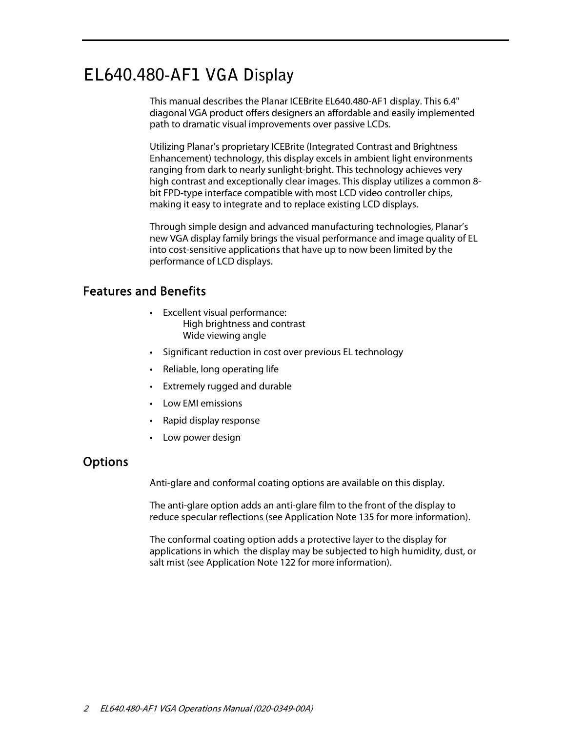# EL640.480-AF1 VGA Display

This manual describes the Planar ICEBrite EL640.480-AF1 display. This 6.4" diagonal VGA product offers designers an affordable and easily implemented path to dramatic visual improvements over passive LCDs.

Utilizing Planar's proprietary ICEBrite (Integrated Contrast and Brightness Enhancement) technology, this display excels in ambient light environments ranging from dark to nearly sunlight-bright. This technology achieves very high contrast and exceptionally clear images. This display utilizes a common 8-bit FPD-type interface compatible with most LCD video controller chips, making it easy to integrate and to replace existing LCD displays.

Through simple design and advanced manufacturing technologies, Planar's new VGA display family brings the visual performance and image quality of EL into cost-sensitive applications that have up to now been limited by the performance of LCD displays.

## Features and Benefits

- Excellent visual performance:
  - High brightness and contrast
  - Wide viewing angle
- Significant reduction in cost over previous EL technology
- Reliable, long operating life
- Extremely rugged and durable
- Low EMI emissions
- Rapid display response
- Low power design

## Options

Anti-glare and conformal coating options are available on this display.

The anti-glare option adds an anti-glare film to the front of the display to reduce specular reflections (see Application Note 135 for more information).

The conformal coating option adds a protective layer to the display for applications in which the display may be subjected to high humidity, dust, or salt mist (see Application Note 122 for more information).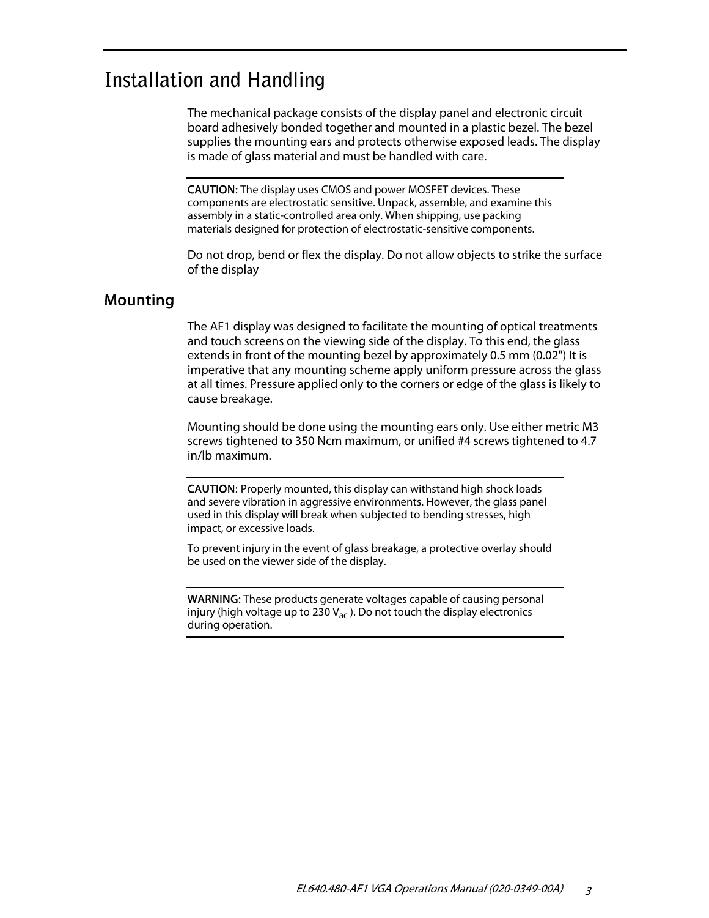# Installation and Handling

The mechanical package consists of the display panel and electronic circuit board adhesively bonded together and mounted in a plastic bezel. The bezel supplies the mounting ears and protects otherwise exposed leads. The display is made of glass material and must be handled with care.

**CAUTION:** The display uses CMOS and power MOSFET devices. These components are electrostatic sensitive. Unpack, assemble, and examine this assembly in a static-controlled area only. When shipping, use packing materials designed for protection of electrostatic-sensitive components.

Do not drop, bend or flex the display. Do not allow objects to strike the surface of the display

## Mounting

The AF1 display was designed to facilitate the mounting of optical treatments and touch screens on the viewing side of the display. To this end, the glass extends in front of the mounting bezel by approximately 0.5 mm (0.02") It is imperative that any mounting scheme apply uniform pressure across the glass at all times. Pressure applied only to the corners or edge of the glass is likely to cause breakage.

Mounting should be done using the mounting ears only. Use either metric M3 screws tightened to 350 Ncm maximum, or unified #4 screws tightened to 4.7 in/lb maximum.

**CAUTION:** Properly mounted, this display can withstand high shock loads and severe vibration in aggressive environments. However, the glass panel used in this display will break when subjected to bending stresses, high impact, or excessive loads.

To prevent injury in the event of glass breakage, a protective overlay should be used on the viewer side of the display.

**WARNING:** These products generate voltages capable of causing personal injury (high voltage up to 230 $V_{ac}$ ). Do not touch the display electronics during operation.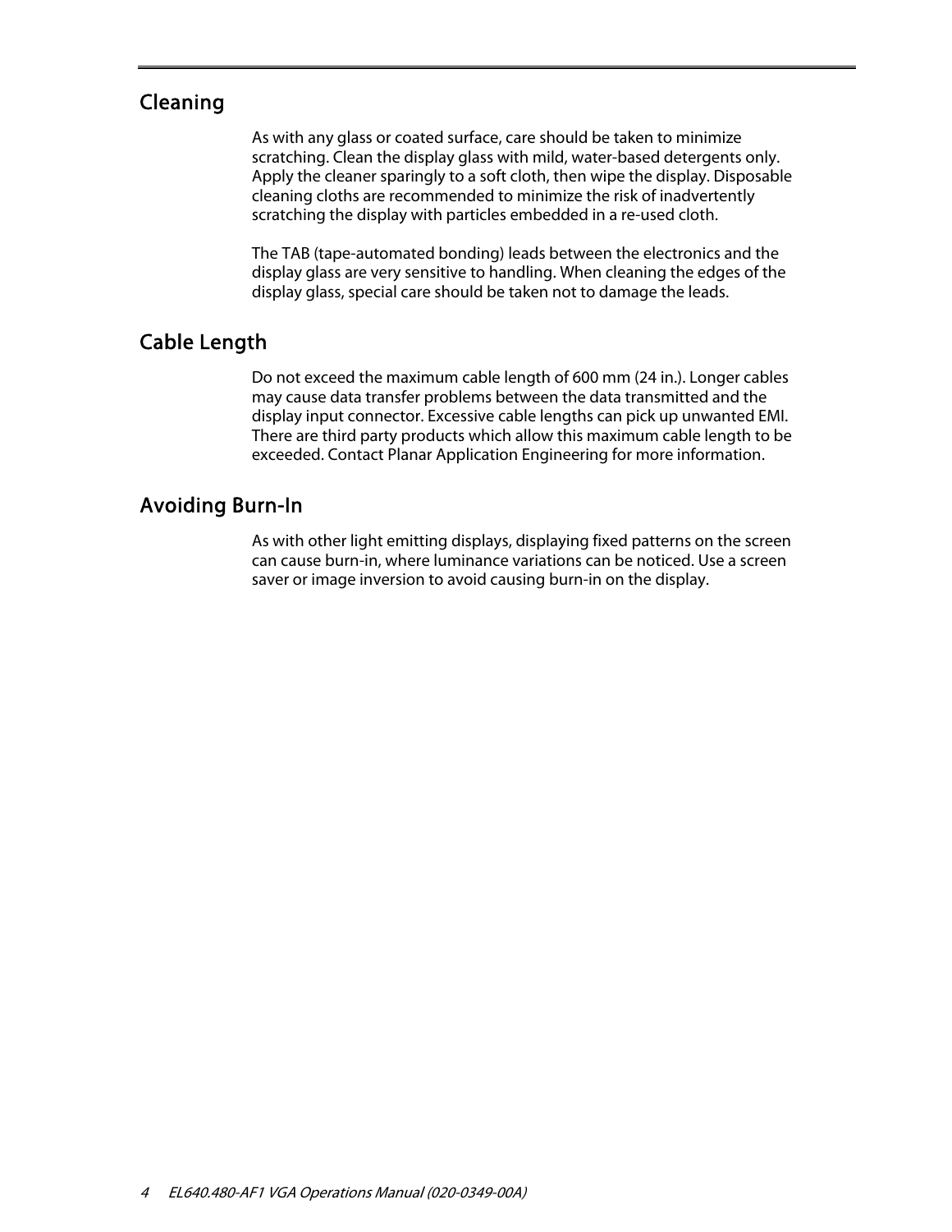## Cleaning

As with any glass or coated surface, care should be taken to minimize scratching. Clean the display glass with mild, water-based detergents only. Apply the cleaner sparingly to a soft cloth, then wipe the display. Disposable cleaning cloths are recommended to minimize the risk of inadvertently scratching the display with particles embedded in a re-used cloth.

The TAB (tape-automated bonding) leads between the electronics and the display glass are very sensitive to handling. When cleaning the edges of the display glass, special care should be taken not to damage the leads.

## Cable Length

Do not exceed the maximum cable length of 600 mm (24 in.). Longer cables may cause data transfer problems between the data transmitted and the display input connector. Excessive cable lengths can pick up unwanted EMI. There are third party products which allow this maximum cable length to be exceeded. Contact Planar Application Engineering for more information.

## Avoiding Burn-In

As with other light emitting displays, displaying fixed patterns on the screen can cause burn-in, where luminance variations can be noticed. Use a screen saver or image inversion to avoid causing burn-in on the display.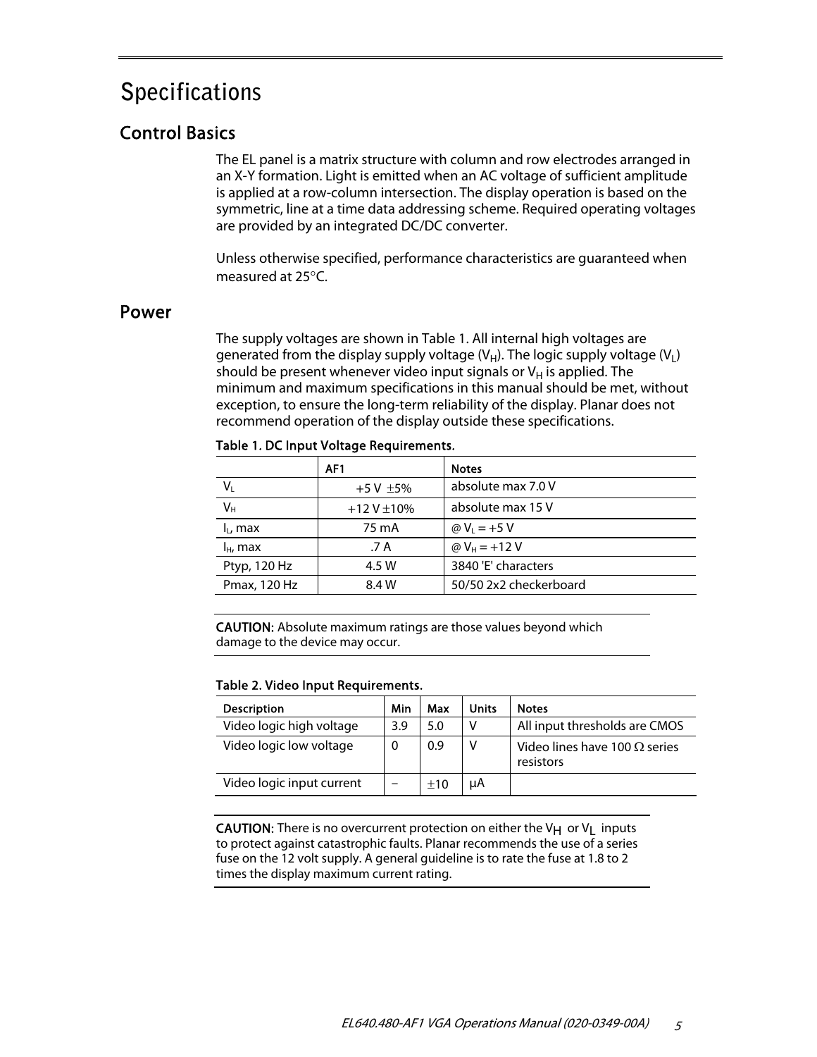# Specifications

## Control Basics

The EL panel is a matrix structure with column and row electrodes arranged in an X-Y formation. Light is emitted when an AC voltage of sufficient amplitude is applied at a row-column intersection. The display operation is based on the symmetric, line at a time data addressing scheme. Required operating voltages are provided by an integrated DC/DC converter.

Unless otherwise specified, performance characteristics are guaranteed when measured at 25°C.

## Power

The supply voltages are shown in Table 1. All internal high voltages are generated from the display supply voltage ($V_H$). The logic supply voltage ($V_L$) should be present whenever video input signals or $V_H$ is applied. The minimum and maximum specifications in this manual should be met, without exception, to ensure the long-term reliability of the display. Planar does not recommend operation of the display outside these specifications.

**Table 1. DC Input Voltage Requirements.**

| | AF1 | Notes |
|---|---|---|
| $V_L$ | +5 V ±5% | absolute max 7.0 V |
| $V_H$ | +12 V ±10% | absolute max 15 V |
| $I_L$, max | 75 mA | @ $V_L$ = +5 V |
| $I_H$, max | .7 A | @ $V_H$ = +12 V |
| Ptyp, 120 Hz | 4.5 W | 3840 'E' characters |
| Pmax, 120 Hz | 8.4 W | 50/50 2x2 checkerboard |

**CAUTION:** Absolute maximum ratings are those values beyond which damage to the device may occur.

**Table 2. Video Input Requirements.**

| Description | Min | Max | Units | Notes |
|---|---|---|---|---|
| Video logic high voltage | 3.9 | 5.0 | V | All input thresholds are CMOS |
| Video logic low voltage | 0 | 0.9 | V | Video lines have 100 Ω series resistors |
| Video logic input current | – | ±10 | μA | |

**CAUTION:** There is no overcurrent protection on either the $V_H$ or $V_L$ inputs to protect against catastrophic faults. Planar recommends the use of a series fuse on the 12 volt supply. A general guideline is to rate the fuse at 1.8 to 2 times the display maximum current rating.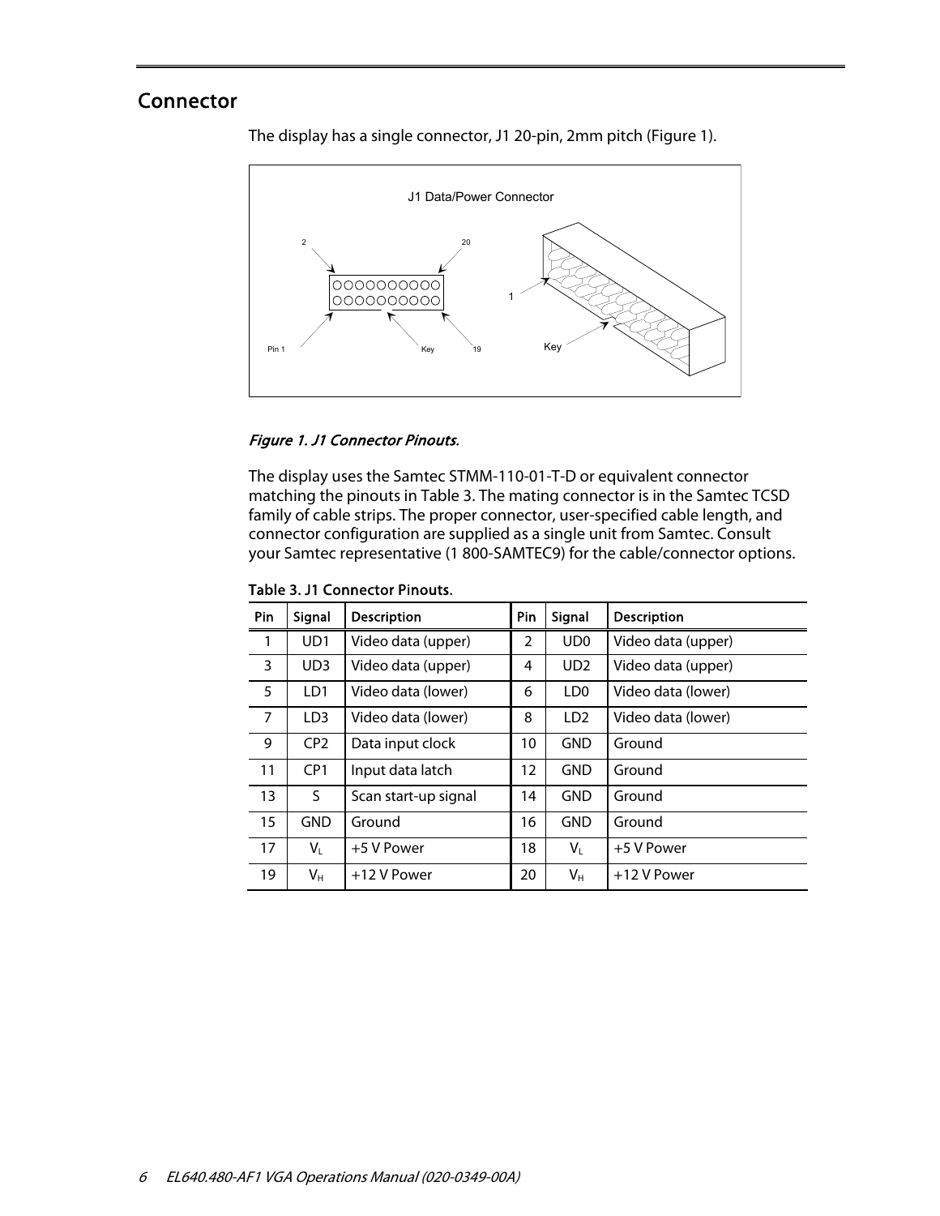## Connector

The display has a single connector, J1 20-pin, 2mm pitch (Figure 1).

J1 Data/Power Connector

*Figure 1. J1 Connector Pinouts.*

The display uses the Samtec STMM-110-01-T-D or equivalent connector matching the pinouts in Table 3. The mating connector is in the Samtec TCSD family of cable strips. The proper connector, user-specified cable length, and connector configuration are supplied as a single unit from Samtec. Consult your Samtec representative (1 800-SAMTEC9) for the cable/connector options.

**Table 3. J1 Connector Pinouts.**

| Pin | Signal | Description | Pin | Signal | Description |
| --- | --- | --- | --- | --- | --- |
| 1 | UD1 | Video data (upper) | 2 | UD0 | Video data (upper) |
| 3 | UD3 | Video data (upper) | 4 | UD2 | Video data (upper) |
| 5 | LD1 | Video data (lower) | 6 | LD0 | Video data (lower) |
| 7 | LD3 | Video data (lower) | 8 | LD2 | Video data (lower) |
| 9 | CP2 | Data input clock | 10 | GND | Ground |
| 11 | CP1 | Input data latch | 12 | GND | Ground |
| 13 | S | Scan start-up signal | 14 | GND | Ground |
| 15 | GND | Ground | 16 | GND | Ground |
| 17 | $V_L$ | +5 V Power | 18 | $V_L$ | +5 V Power |
| 19 | $V_H$ | +12 V Power | 20 | $V_H$ | +12 V Power |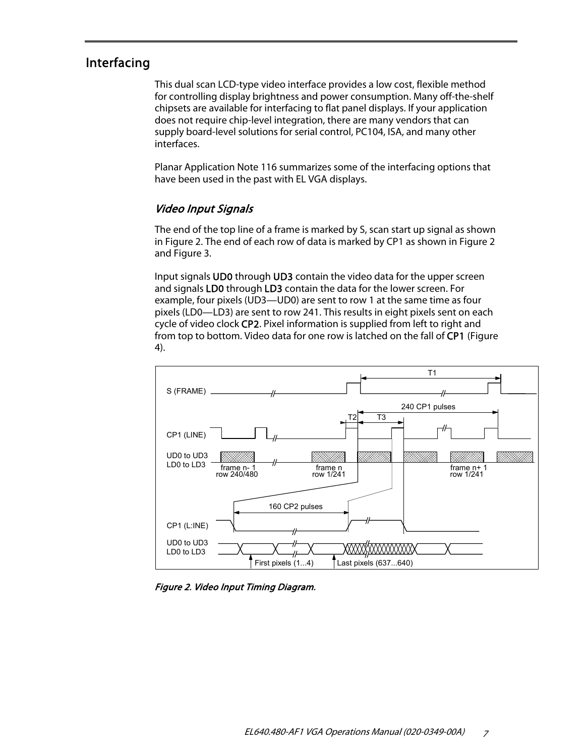## Interfacing

This dual scan LCD-type video interface provides a low cost, flexible method for controlling display brightness and power consumption. Many off-the-shelf chipsets are available for interfacing to flat panel displays. If your application does not require chip-level integration, there are many vendors that can supply board-level solutions for serial control, PC104, ISA, and many other interfaces.

Planar Application Note 116 summarizes some of the interfacing options that have been used in the past with EL VGA displays.

### *Video Input Signals*

The end of the top line of a frame is marked by S, scan start up signal as shown in Figure 2. The end of each row of data is marked by CP1 as shown in Figure 2 and Figure 3.

Input signals **UD0** through **UD3** contain the video data for the upper screen and signals **LD0** through **LD3** contain the data for the lower screen. For example, four pixels (UD3—UD0) are sent to row 1 at the same time as four pixels (LD0—LD3) are sent to row 241. This results in eight pixels sent on each cycle of video clock **CP2**. Pixel information is supplied from left to right and from top to bottom. Video data for one row is latched on the fall of **CP1** (Figure 4).

*Figure 2. Video Input Timing Diagram.*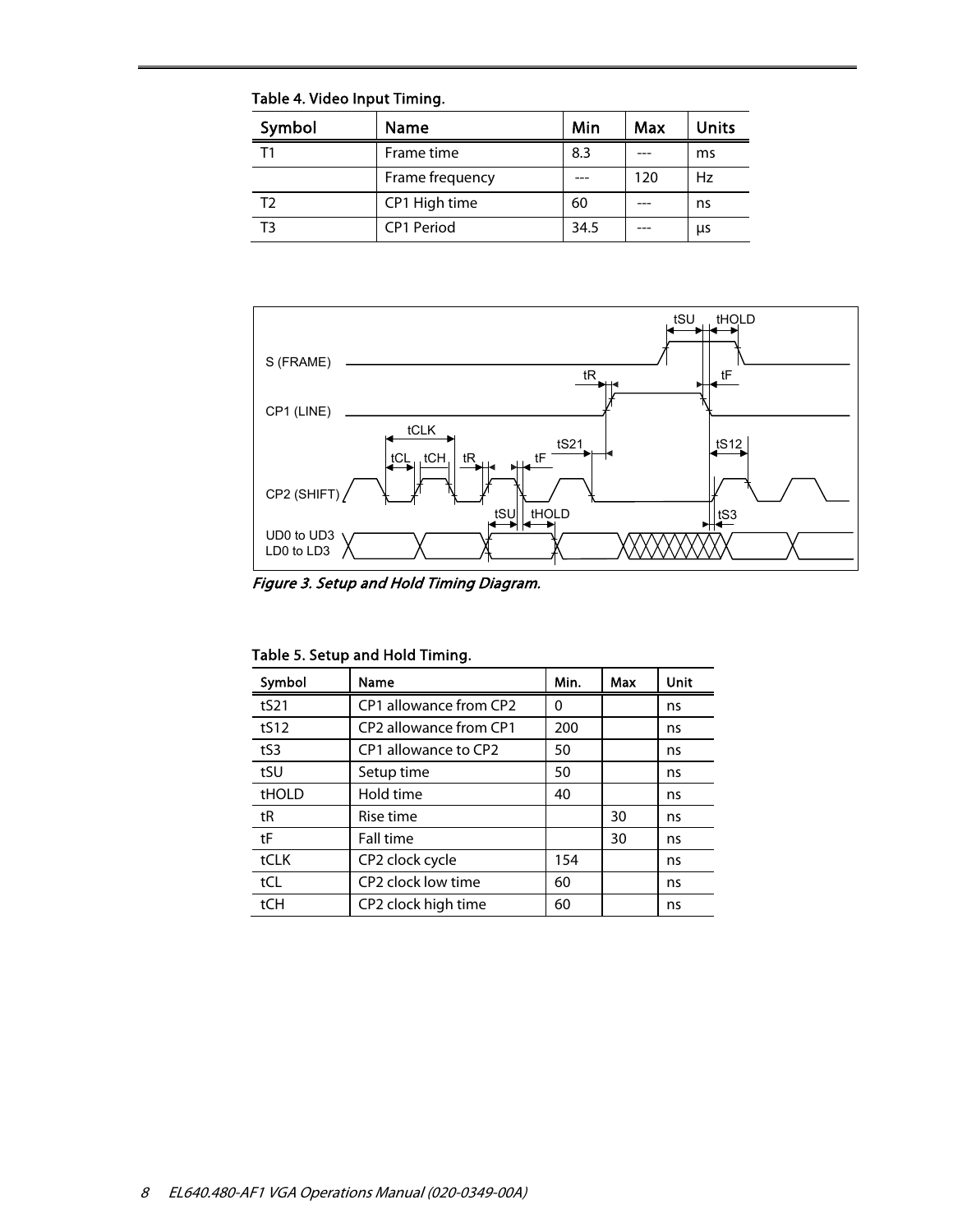Table 4. Video Input Timing.

| Symbol | Name | Min | Max | Units |
|---|---|---|---|---|
| T1 | Frame time | 8.3 | --- | ms |
| | Frame frequency | --- | 120 | Hz |
| T2 | CP1 High time | 60 | --- | ns |
| T3 | CP1 Period | 34.5 | --- | µs |

*Figure 3. Setup and Hold Timing Diagram.*

Table 5. Setup and Hold Timing.

| Symbol | Name | Min. | Max | Unit |
|---|---|---|---|---|
| tS21 | CP1 allowance from CP2 | 0 | | ns |
| tS12 | CP2 allowance from CP1 | 200 | | ns |
| tS3 | CP1 allowance to CP2 | 50 | | ns |
| tSU | Setup time | 50 | | ns |
| tHOLD | Hold time | 40 | | ns |
| tR | Rise time | | 30 | ns |
| tF | Fall time | | 30 | ns |
| tCLK | CP2 clock cycle | 154 | | ns |
| tCL | CP2 clock low time | 60 | | ns |
| tCH | CP2 clock high time | 60 | | ns |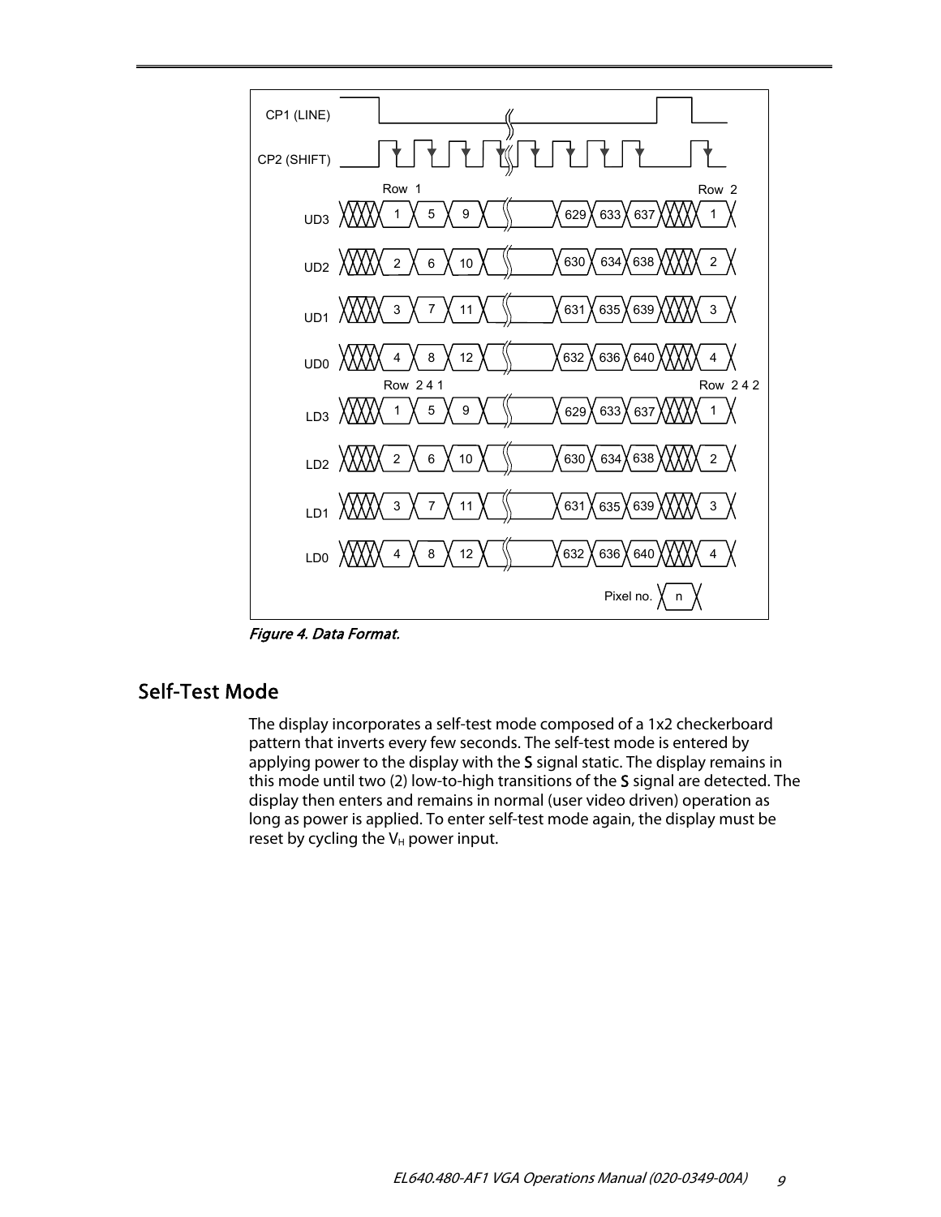*Figure 4. Data Format.*

## Self-Test Mode

The display incorporates a self-test mode composed of a 1x2 checkerboard pattern that inverts every few seconds. The self-test mode is entered by applying power to the display with the **S** signal static. The display remains in this mode until two (2) low-to-high transitions of the **S** signal are detected. The display then enters and remains in normal (user video driven) operation as long as power is applied. To enter self-test mode again, the display must be reset by cycling the $V_H$ power input.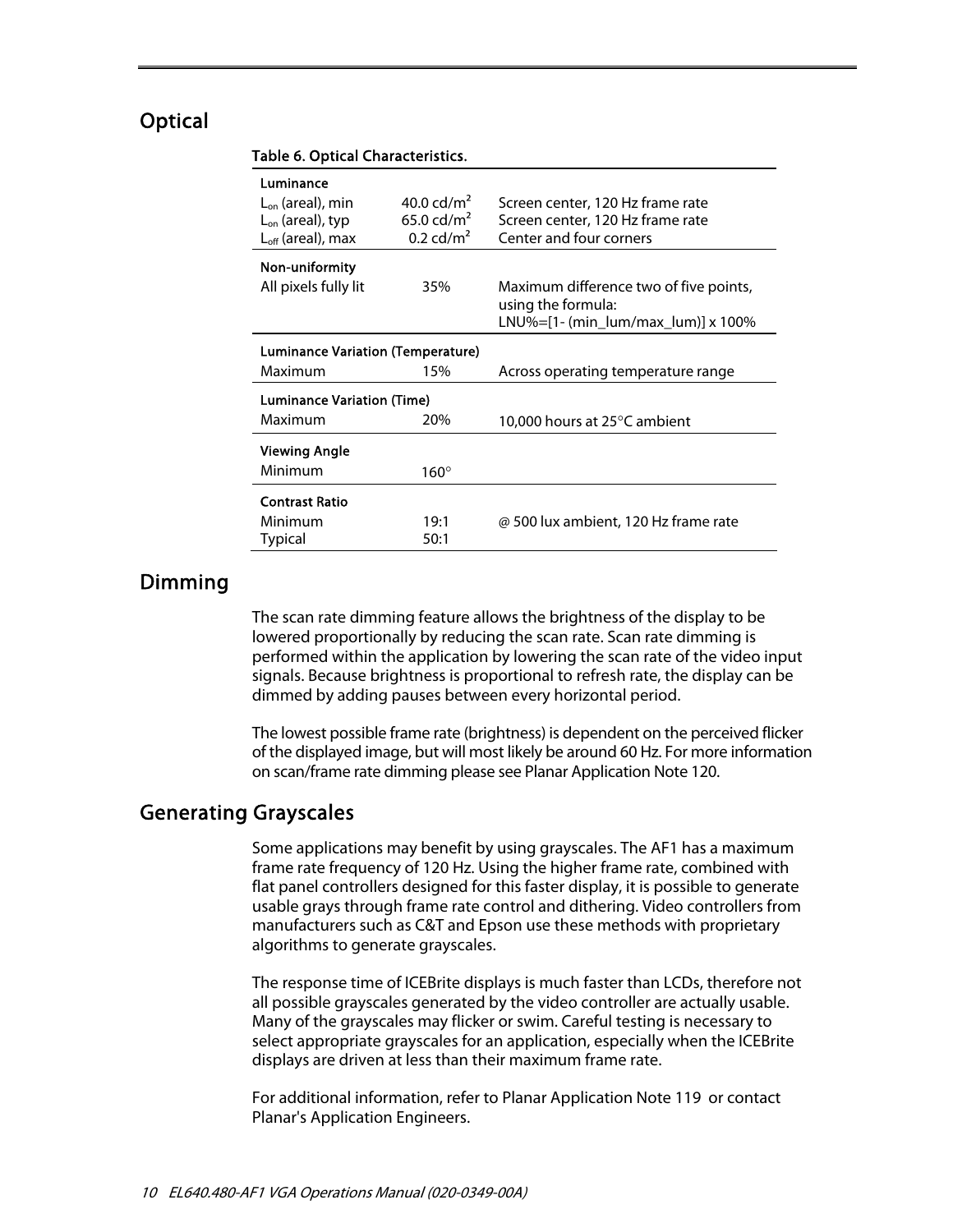## Optical

**Table 6. Optical Characteristics.**

| | | |
|---|---|---|
| **Luminance** | | |
| $L_{on}$ (areal), min | 40.0 cd/m² | Screen center, 120 Hz frame rate |
| $L_{on}$ (areal), typ | 65.0 cd/m² | Screen center, 120 Hz frame rate |
| $L_{off}$ (areal), max | 0.2 cd/m² | Center and four corners |
| **Non-uniformity** | | |
| All pixels fully lit | 35% | Maximum difference two of five points, using the formula: LNU%=[1- (min_lum/max_lum)] x 100% |
| **Luminance Variation (Temperature)** | | |
| Maximum | 15% | Across operating temperature range |
| **Luminance Variation (Time)** | | |
| Maximum | 20% | 10,000 hours at 25°C ambient |
| **Viewing Angle** | | |
| Minimum | 160° | |
| **Contrast Ratio** | | |
| Minimum | 19:1 | @ 500 lux ambient, 120 Hz frame rate |
| Typical | 50:1 | |

## Dimming

The scan rate dimming feature allows the brightness of the display to be lowered proportionally by reducing the scan rate. Scan rate dimming is performed within the application by lowering the scan rate of the video input signals. Because brightness is proportional to refresh rate, the display can be dimmed by adding pauses between every horizontal period.

The lowest possible frame rate (brightness) is dependent on the perceived flicker of the displayed image, but will most likely be around 60 Hz. For more information on scan/frame rate dimming please see Planar Application Note 120.

## Generating Grayscales

Some applications may benefit by using grayscales. The AF1 has a maximum frame rate frequency of 120 Hz. Using the higher frame rate, combined with flat panel controllers designed for this faster display, it is possible to generate usable grays through frame rate control and dithering. Video controllers from manufacturers such as C&T and Epson use these methods with proprietary algorithms to generate grayscales.

The response time of ICEBrite displays is much faster than LCDs, therefore not all possible grayscales generated by the video controller are actually usable. Many of the grayscales may flicker or swim. Careful testing is necessary to select appropriate grayscales for an application, especially when the ICEBrite displays are driven at less than their maximum frame rate.

For additional information, refer to Planar Application Note 119 or contact Planar's Application Engineers.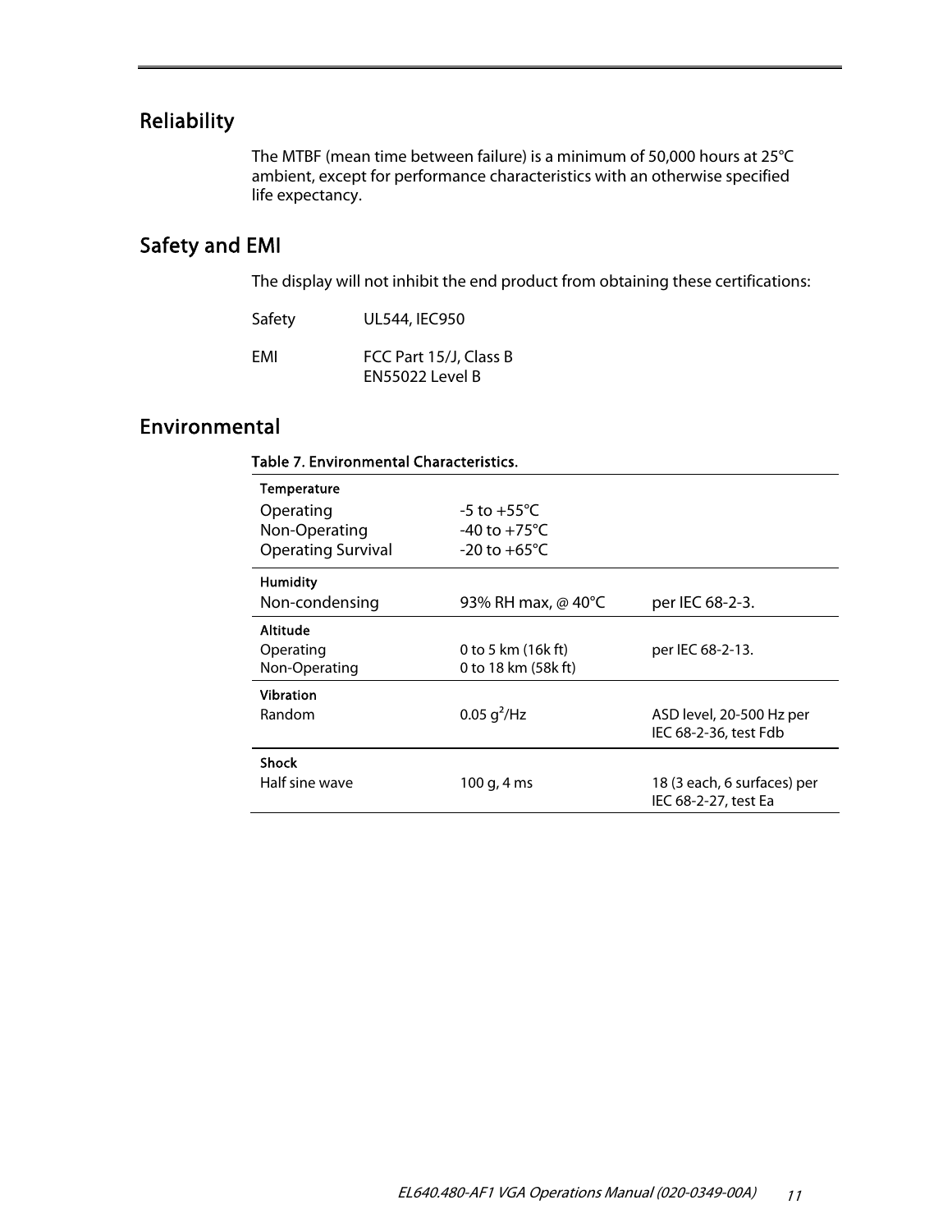## Reliability

The MTBF (mean time between failure) is a minimum of 50,000 hours at 25°C ambient, except for performance characteristics with an otherwise specified life expectancy.

## Safety and EMI

The display will not inhibit the end product from obtaining these certifications:

| | |
|---|---|
| Safety | UL544, IEC950 |
| EMI | FCC Part 15/J, Class B<br>EN55022 Level B |

## Environmental

**Table 7. Environmental Characteristics.**

| | | |
|---|---|---|
| **Temperature** | | |
| Operating | -5 to +55°C | |
| Non-Operating | -40 to +75°C | |
| Operating Survival | -20 to +65°C | |
| **Humidity** | | |
| Non-condensing | 93% RH max, @ 40°C | per IEC 68-2-3. |
| **Altitude** | | |
| Operating | 0 to 5 km (16k ft) | per IEC 68-2-13. |
| Non-Operating | 0 to 18 km (58k ft) | |
| **Vibration** | | |
| Random | 0.05 $g^2$/Hz | ASD level, 20-500 Hz per IEC 68-2-36, test Fdb |
| **Shock** | | |
| Half sine wave | 100 g, 4 ms | 18 (3 each, 6 surfaces) per IEC 68-2-27, test Ea |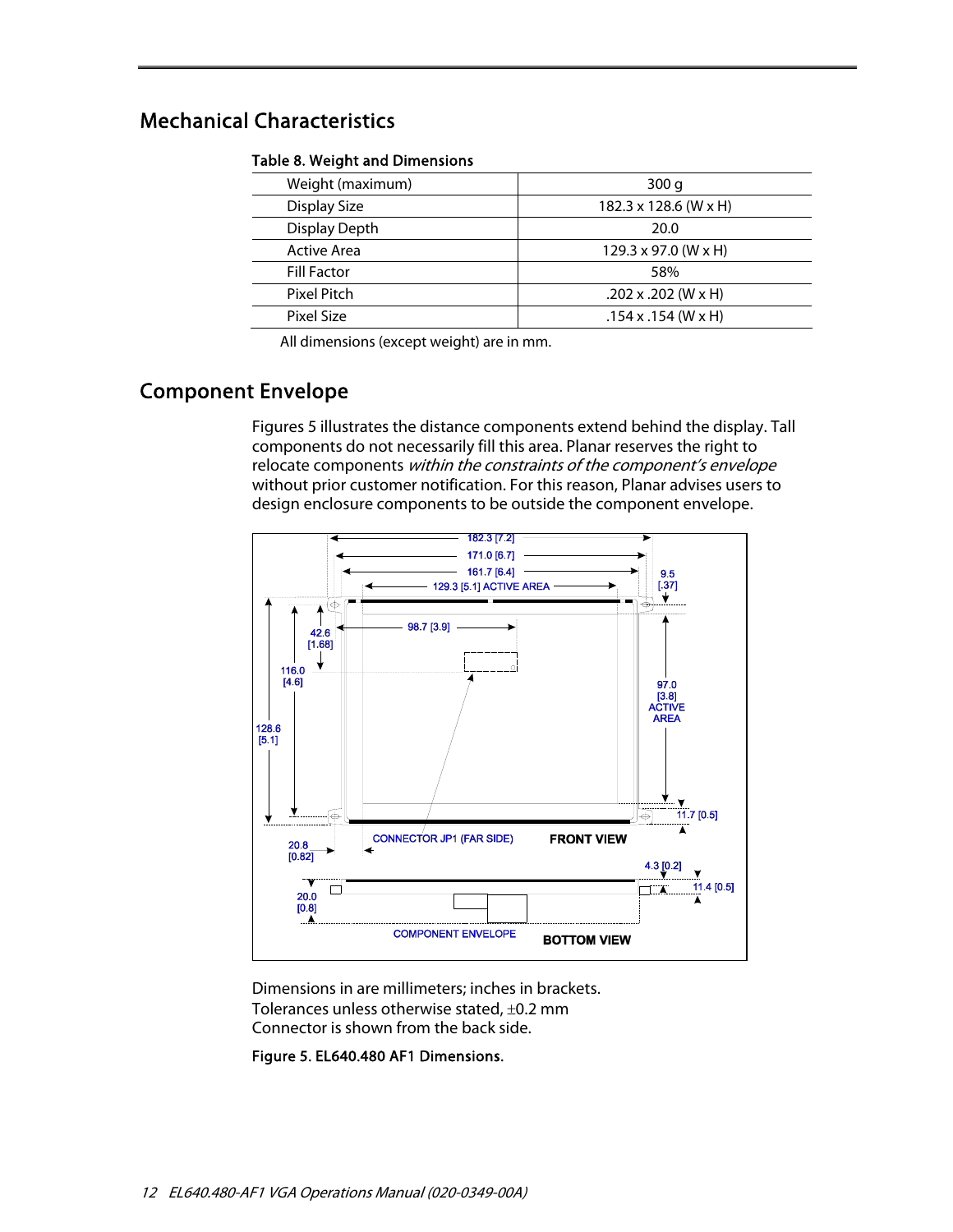## Mechanical Characteristics

**Table 8. Weight and Dimensions**

| | |
|---|---|
| Weight (maximum) | 300 g |
| Display Size | 182.3 x 128.6 (W x H) |
| Display Depth | 20.0 |
| Active Area | 129.3 x 97.0 (W x H) |
| Fill Factor | 58% |
| Pixel Pitch | .202 x .202 (W x H) |
| Pixel Size | .154 x .154 (W x H) |

All dimensions (except weight) are in mm.

## Component Envelope

Figures 5 illustrates the distance components extend behind the display. Tall components do not necessarily fill this area. Planar reserves the right to relocate components *within the constraints of the component's envelope* without prior customer notification. For this reason, Planar advises users to design enclosure components to be outside the component envelope.

182.3 [7.2]
171.0 [6.7]
161.7 [6.4]
129.3 [5.1] ACTIVE AREA
9.5 [.37]
42.6 [1.68]
98.7 [3.9]
116.0 [4.6]
128.6 [5.1]
97.0 [3.8] ACTIVE AREA
11.7 [0.5]
20.8 [0.82]
CONNECTOR JP1 (FAR SIDE)
FRONT VIEW
4.3 [0.2]
11.4 [0.5]
20.0 [0.8]
COMPONENT ENVELOPE
BOTTOM VIEW

Dimensions in are millimeters; inches in brackets.
Tolerances unless otherwise stated, ±0.2 mm
Connector is shown from the back side.

**Figure 5. EL640.480 AF1 Dimensions.**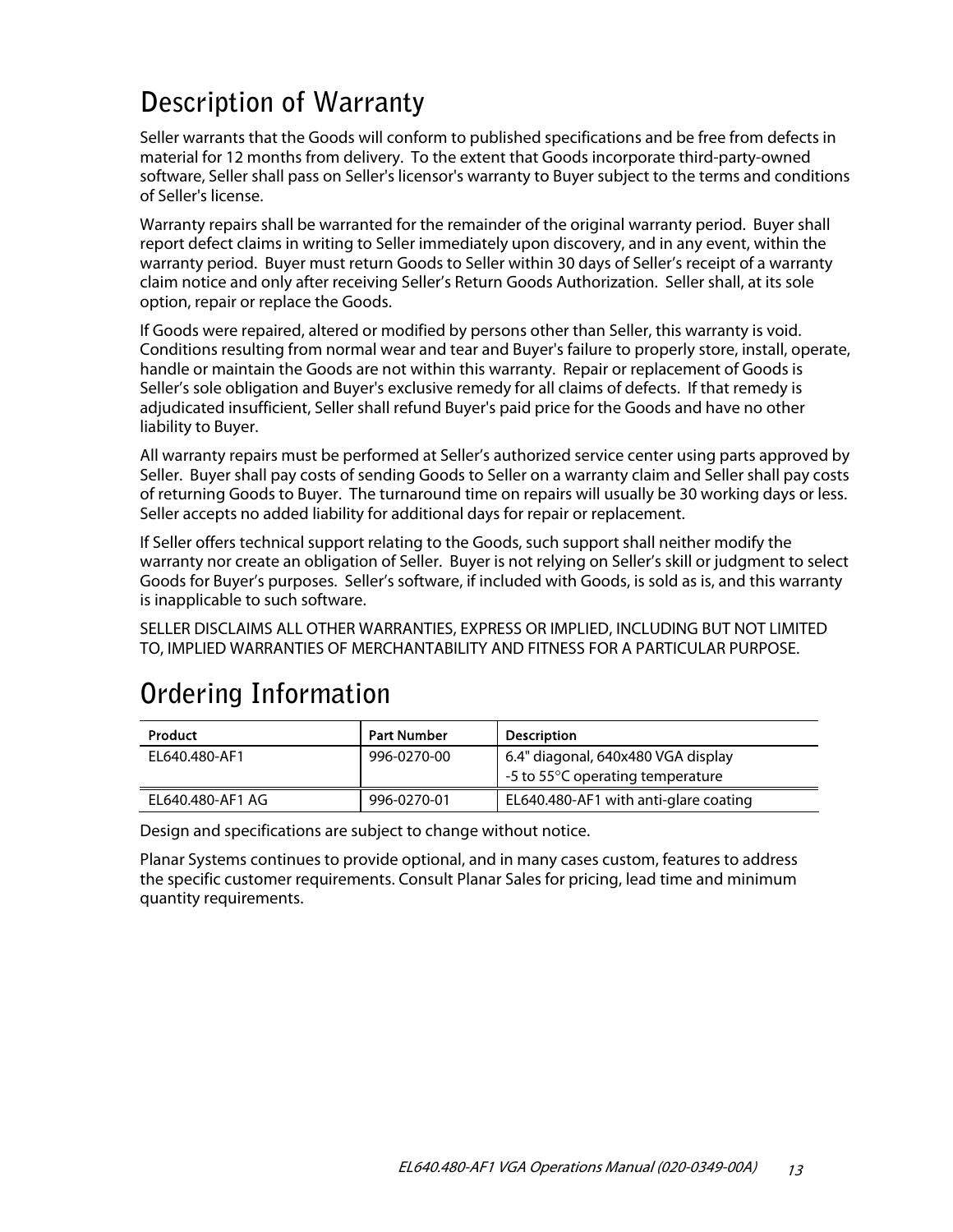## Description of Warranty

Seller warrants that the Goods will conform to published specifications and be free from defects in material for 12 months from delivery. To the extent that Goods incorporate third-party-owned software, Seller shall pass on Seller's licensor's warranty to Buyer subject to the terms and conditions of Seller's license.

Warranty repairs shall be warranted for the remainder of the original warranty period. Buyer shall report defect claims in writing to Seller immediately upon discovery, and in any event, within the warranty period. Buyer must return Goods to Seller within 30 days of Seller's receipt of a warranty claim notice and only after receiving Seller's Return Goods Authorization. Seller shall, at its sole option, repair or replace the Goods.

If Goods were repaired, altered or modified by persons other than Seller, this warranty is void. Conditions resulting from normal wear and tear and Buyer's failure to properly store, install, operate, handle or maintain the Goods are not within this warranty. Repair or replacement of Goods is Seller's sole obligation and Buyer's exclusive remedy for all claims of defects. If that remedy is adjudicated insufficient, Seller shall refund Buyer's paid price for the Goods and have no other liability to Buyer.

All warranty repairs must be performed at Seller's authorized service center using parts approved by Seller. Buyer shall pay costs of sending Goods to Seller on a warranty claim and Seller shall pay costs of returning Goods to Buyer. The turnaround time on repairs will usually be 30 working days or less. Seller accepts no added liability for additional days for repair or replacement.

If Seller offers technical support relating to the Goods, such support shall neither modify the warranty nor create an obligation of Seller. Buyer is not relying on Seller's skill or judgment to select Goods for Buyer's purposes. Seller's software, if included with Goods, is sold as is, and this warranty is inapplicable to such software.

SELLER DISCLAIMS ALL OTHER WARRANTIES, EXPRESS OR IMPLIED, INCLUDING BUT NOT LIMITED TO, IMPLIED WARRANTIES OF MERCHANTABILITY AND FITNESS FOR A PARTICULAR PURPOSE.

## Ordering Information

| Product | Part Number | Description |
|---|---|---|
| EL640.480-AF1 | 996-0270-00 | 6.4" diagonal, 640x480 VGA display<br>-5 to 55°C operating temperature |
| EL640.480-AF1 AG | 996-0270-01 | EL640.480-AF1 with anti-glare coating |

Design and specifications are subject to change without notice.

Planar Systems continues to provide optional, and in many cases custom, features to address the specific customer requirements. Consult Planar Sales for pricing, lead time and minimum quantity requirements.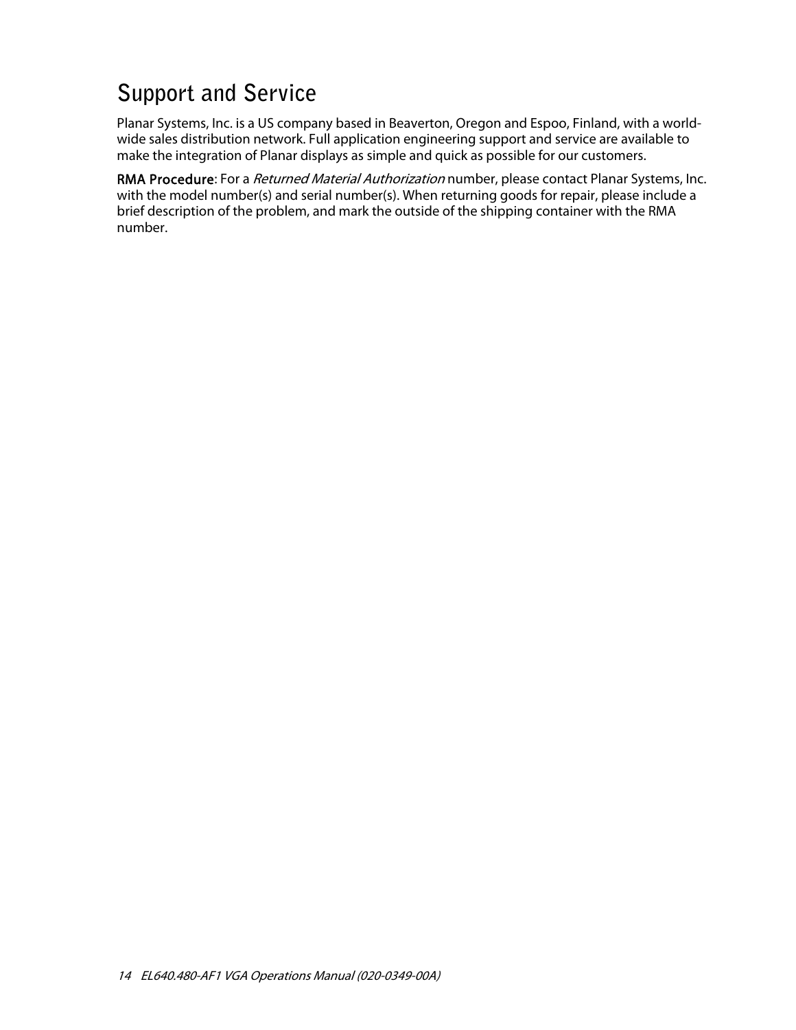# Support and Service

Planar Systems, Inc. is a US company based in Beaverton, Oregon and Espoo, Finland, with a world-wide sales distribution network. Full application engineering support and service are available to make the integration of Planar displays as simple and quick as possible for our customers.

**RMA Procedure**: For a *Returned Material Authorization* number, please contact Planar Systems, Inc. with the model number(s) and serial number(s). When returning goods for repair, please include a brief description of the problem, and mark the outside of the shipping container with the RMA number.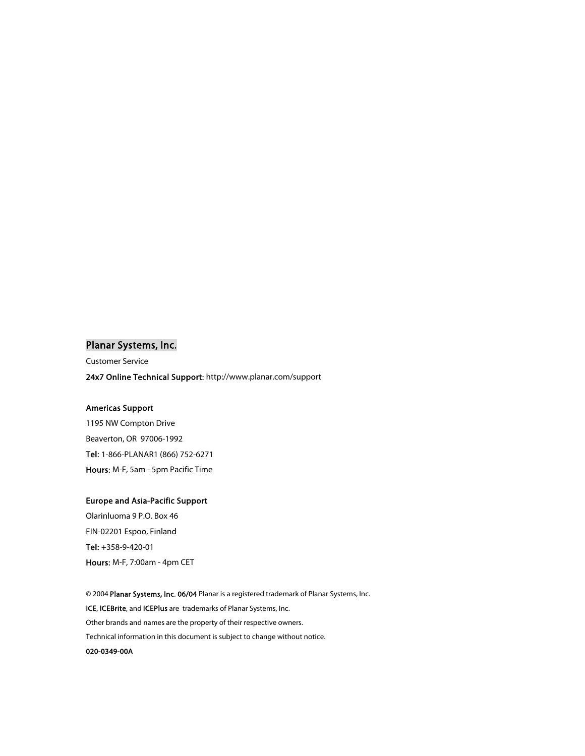## Planar Systems, Inc.

Customer Service

**24x7 Online Technical Support:** http://www.planar.com/support

**Americas Support**

1195 NW Compton Drive

Beaverton, OR  97006-1992

**Tel:** 1-866-PLANAR1 (866) 752-6271

**Hours:** M-F, 5am - 5pm Pacific Time

**Europe and Asia-Pacific Support**

Olarinluoma 9 P.O. Box 46

FIN-02201 Espoo, Finland

**Tel:** +358-9-420-01

**Hours:** M-F, 7:00am - 4pm CET

© 2004 **Planar Systems, Inc. 06/04** Planar is a registered trademark of Planar Systems, Inc.

**ICE**, **ICEBrite**, and **ICEPlus** are  trademarks of Planar Systems, Inc.

Other brands and names are the property of their respective owners.

Technical information in this document is subject to change without notice.

**020-0349-00A**